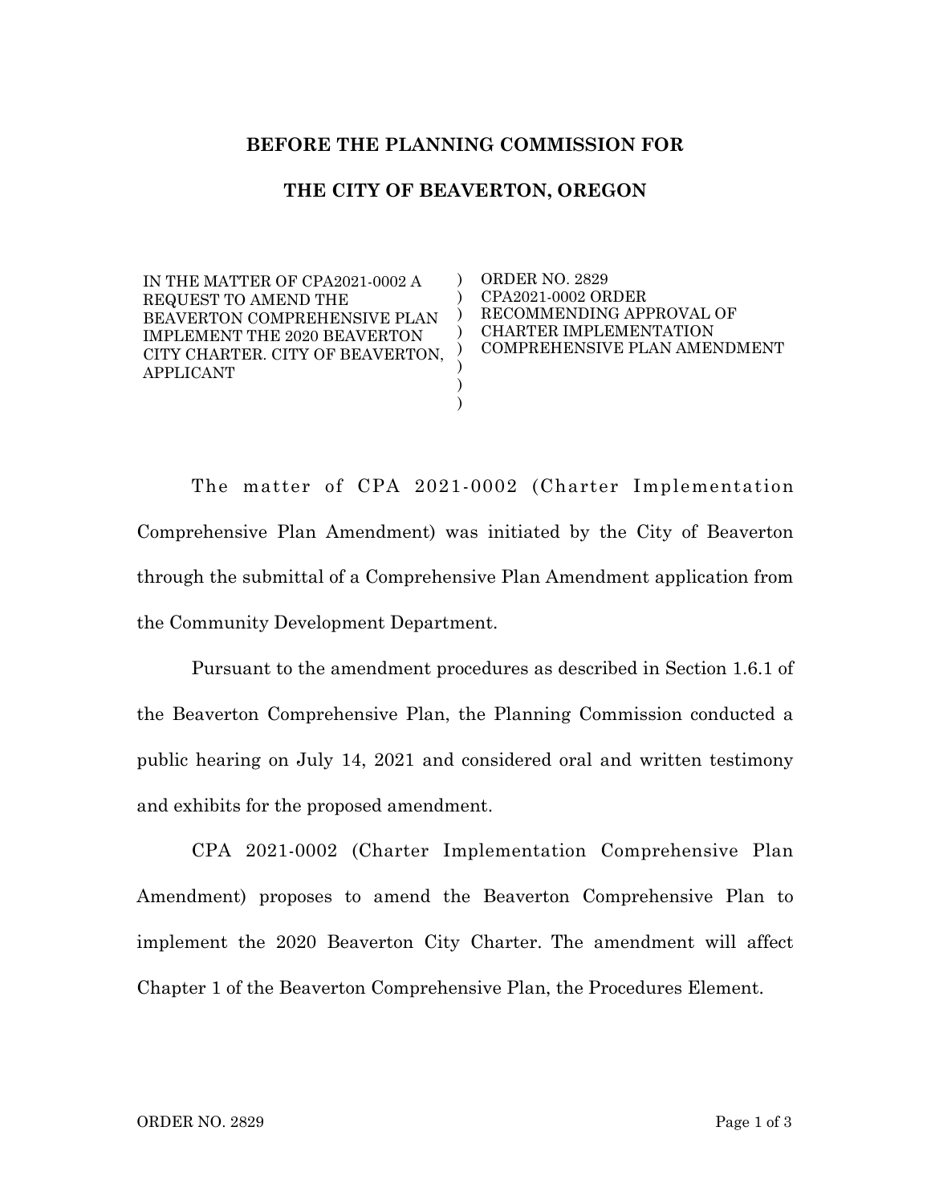**BEFORE THE PLANNING COMMISSION FOR**

**THE CITY OF BEAVERTON, OREGON**

| | |
|---|---|
| IN THE MATTER OF CPA2021-0002 A REQUEST TO AMEND THE BEAVERTON COMPREHENSIVE PLAN IMPLEMENT THE 2020 BEAVERTON CITY CHARTER. CITY OF BEAVERTON, APPLICANT | ORDER NO. 2829<br>CPA2021-0002 ORDER RECOMMENDING APPROVAL OF CHARTER IMPLEMENTATION COMPREHENSIVE PLAN AMENDMENT |

The matter of CPA 2021-0002 (Charter Implementation Comprehensive Plan Amendment) was initiated by the City of Beaverton through the submittal of a Comprehensive Plan Amendment application from the Community Development Department.

Pursuant to the amendment procedures as described in Section 1.6.1 of the Beaverton Comprehensive Plan, the Planning Commission conducted a public hearing on July 14, 2021 and considered oral and written testimony and exhibits for the proposed amendment.

CPA 2021-0002 (Charter Implementation Comprehensive Plan Amendment) proposes to amend the Beaverton Comprehensive Plan to implement the 2020 Beaverton City Charter. The amendment will affect Chapter 1 of the Beaverton Comprehensive Plan, the Procedures Element.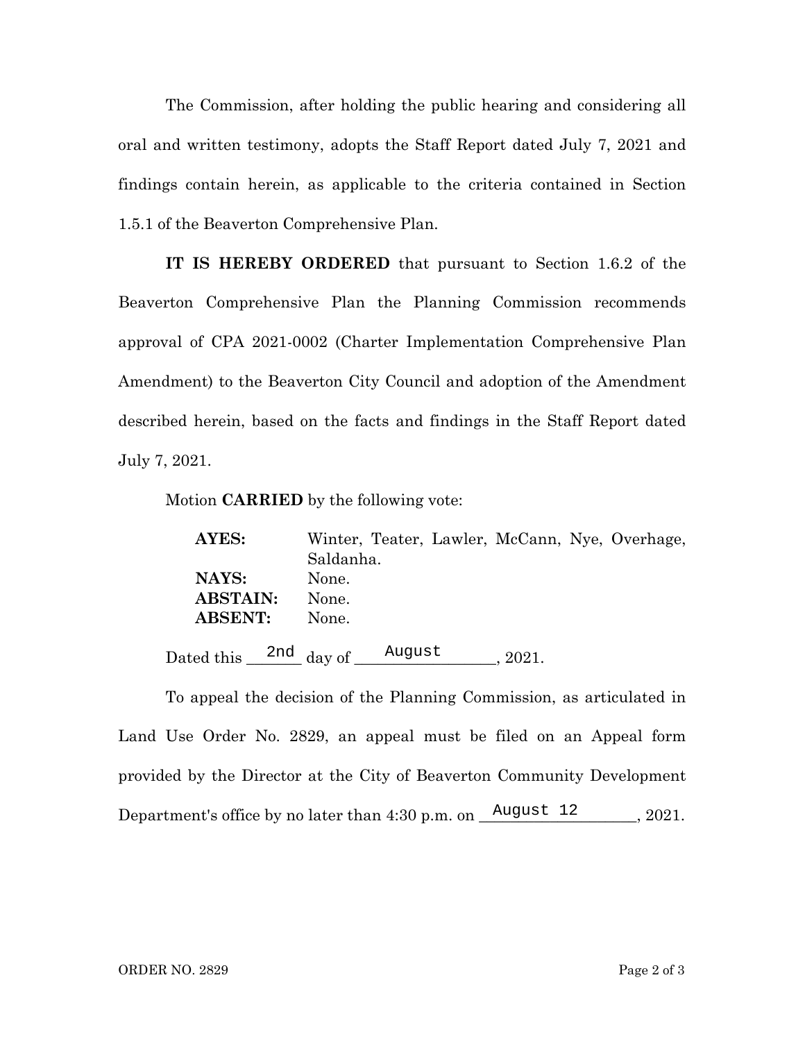The Commission, after holding the public hearing and considering all oral and written testimony, adopts the Staff Report dated July 7, 2021 and findings contain herein, as applicable to the criteria contained in Section 1.5.1 of the Beaverton Comprehensive Plan.

**IT IS HEREBY ORDERED** that pursuant to Section 1.6.2 of the Beaverton Comprehensive Plan the Planning Commission recommends approval of CPA 2021-0002 (Charter Implementation Comprehensive Plan Amendment) to the Beaverton City Council and adoption of the Amendment described herein, based on the facts and findings in the Staff Report dated July 7, 2021.

Motion **CARRIED** by the following vote:

| | |
|---|---|
| **AYES:** | Winter, Teater, Lawler, McCann, Nye, Overhage, Saldanha. |
| **NAYS:** | None. |
| **ABSTAIN:** | None. |
| **ABSENT:** | None. |

Dated this 2nd day of August, 2021.

To appeal the decision of the Planning Commission, as articulated in Land Use Order No. 2829, an appeal must be filed on an Appeal form provided by the Director at the City of Beaverton Community Development Department's office by no later than 4:30 p.m. on August 12, 2021.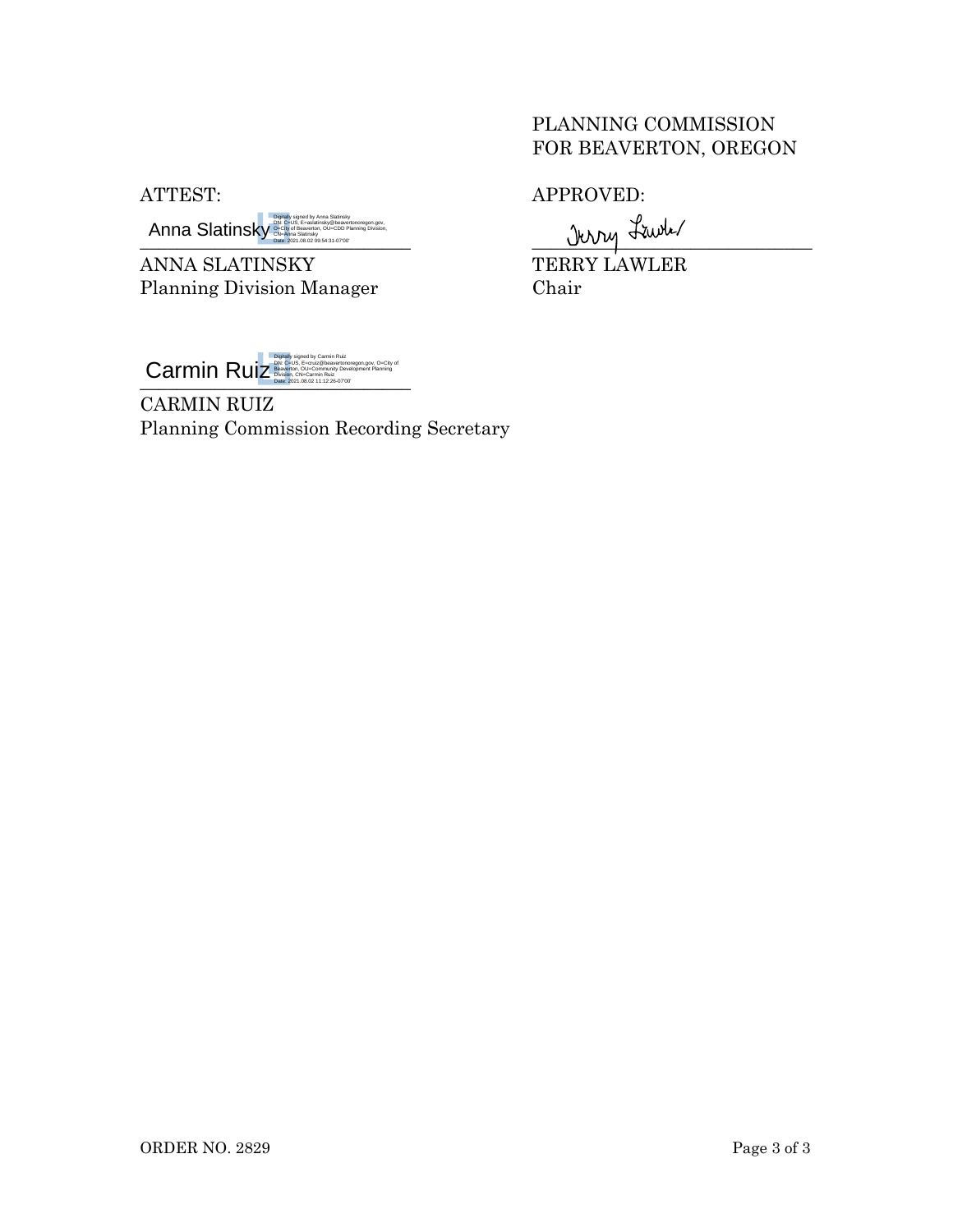PLANNING COMMISSION
FOR BEAVERTON, OREGON

ATTEST:

Anna Slatinsky Digitally signed by Anna Slatinsky
DN: C=US, E=aslatinsky@beavertonoregon.gov, O=City of Beaverton, OU=CDD Planning Division, CN=Anna Slatinsky
Date: 2021.08.02 09:54:31-07'00'

ANNA SLATINSKY
Planning Division Manager

APPROVED:

Terry Lawler

TERRY LAWLER
Chair

Carmin Ruiz Digitally signed by Carmin Ruiz
DN: C=US, E=cruiz@beavertonoregon.gov, O=City of Beaverton, OU=Community Development Planning Division, CN=Carmin Ruiz
Date: 2021.08.02 11:12:26-07'00'

CARMIN RUIZ
Planning Commission Recording Secretary

ORDER NO. 2829